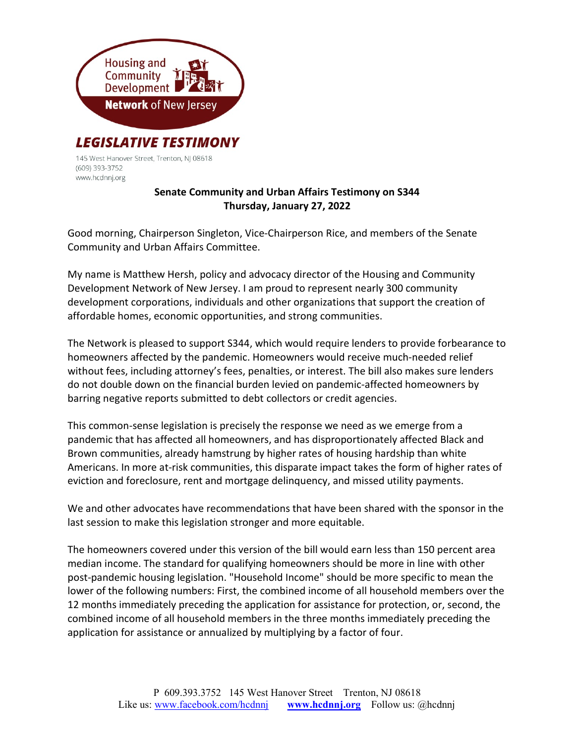Housing and Community Development Network of New Jersey

# LEGISLATIVE TESTIMONY

145 West Hanover Street, Trenton, NJ 08618
(609) 393-3752
www.hcdnnj.org

**Senate Community and Urban Affairs Testimony on S344**
**Thursday, January 27, 2022**

Good morning, Chairperson Singleton, Vice-Chairperson Rice, and members of the Senate Community and Urban Affairs Committee.

My name is Matthew Hersh, policy and advocacy director of the Housing and Community Development Network of New Jersey. I am proud to represent nearly 300 community development corporations, individuals and other organizations that support the creation of affordable homes, economic opportunities, and strong communities.

The Network is pleased to support S344, which would require lenders to provide forbearance to homeowners affected by the pandemic. Homeowners would receive much-needed relief without fees, including attorney's fees, penalties, or interest. The bill also makes sure lenders do not double down on the financial burden levied on pandemic-affected homeowners by barring negative reports submitted to debt collectors or credit agencies.

This common-sense legislation is precisely the response we need as we emerge from a pandemic that has affected all homeowners, and has disproportionately affected Black and Brown communities, already hamstrung by higher rates of housing hardship than white Americans. In more at-risk communities, this disparate impact takes the form of higher rates of eviction and foreclosure, rent and mortgage delinquency, and missed utility payments.

We and other advocates have recommendations that have been shared with the sponsor in the last session to make this legislation stronger and more equitable.

The homeowners covered under this version of the bill would earn less than 150 percent area median income. The standard for qualifying homeowners should be more in line with other post-pandemic housing legislation. "Household Income" should be more specific to mean the lower of the following numbers: First, the combined income of all household members over the 12 months immediately preceding the application for assistance for protection, or, second, the combined income of all household members in the three months immediately preceding the application for assistance or annualized by multiplying by a factor of four.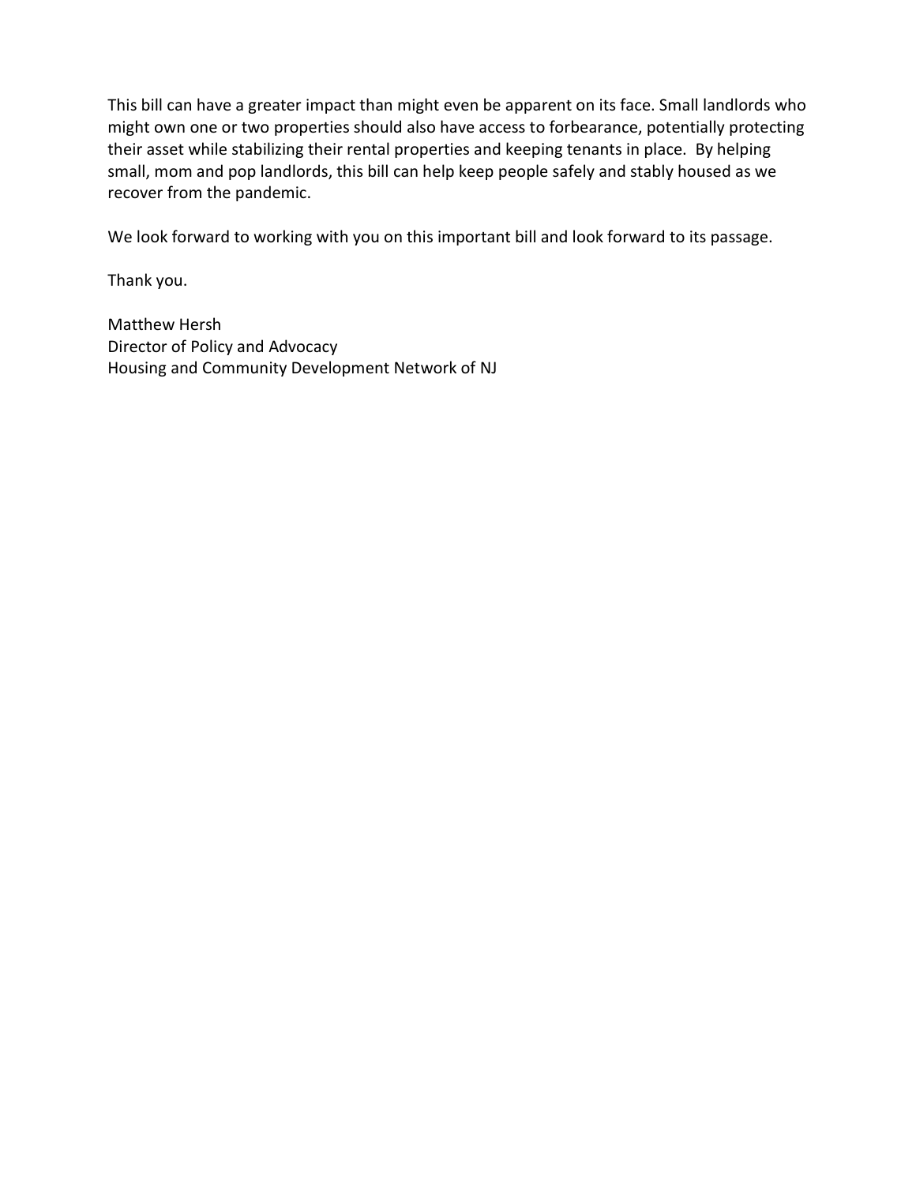This bill can have a greater impact than might even be apparent on its face. Small landlords who might own one or two properties should also have access to forbearance, potentially protecting their asset while stabilizing their rental properties and keeping tenants in place. By helping small, mom and pop landlords, this bill can help keep people safely and stably housed as we recover from the pandemic.

We look forward to working with you on this important bill and look forward to its passage.

Thank you.

Matthew Hersh
Director of Policy and Advocacy
Housing and Community Development Network of NJ